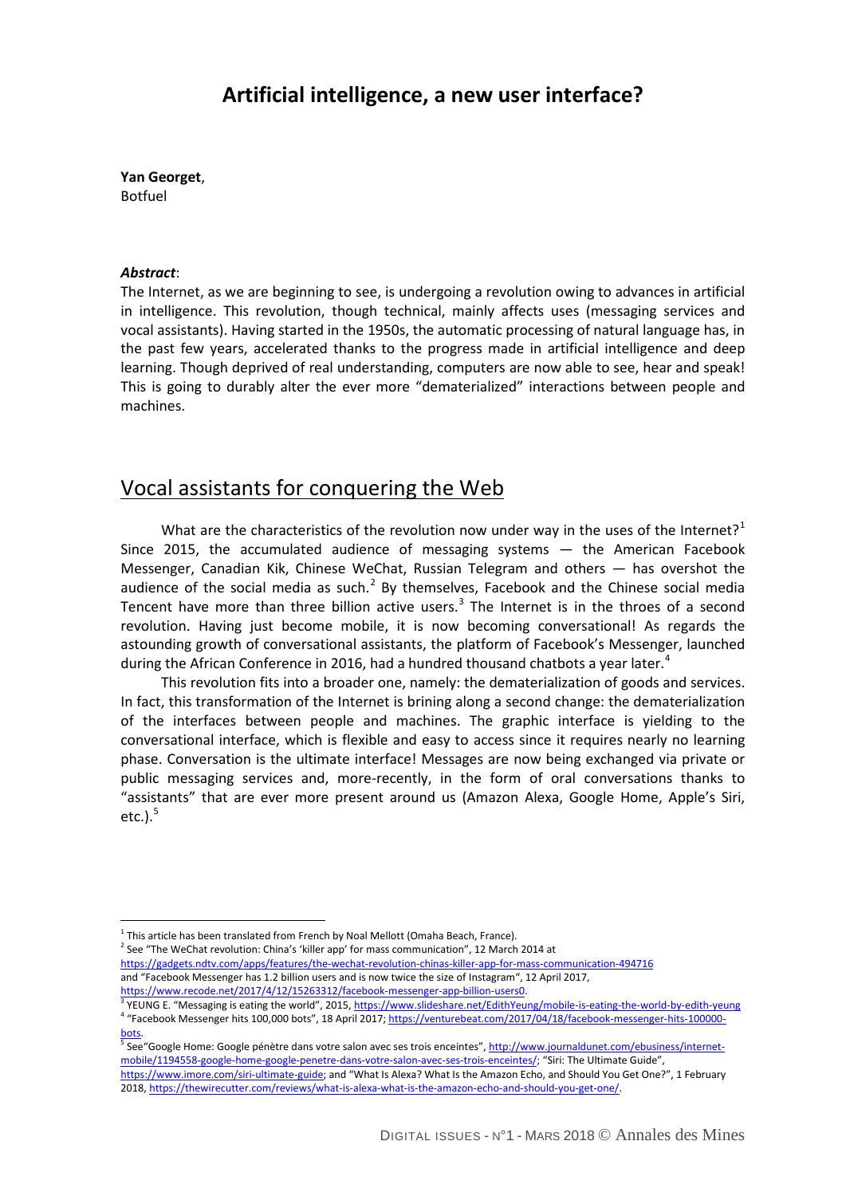# Artificial intelligence, a new user interface?

**Yan Georget**,
Botfuel

***Abstract***:
The Internet, as we are beginning to see, is undergoing a revolution owing to advances in artificial in intelligence. This revolution, though technical, mainly affects uses (messaging services and vocal assistants). Having started in the 1950s, the automatic processing of natural language has, in the past few years, accelerated thanks to the progress made in artificial intelligence and deep learning. Though deprived of real understanding, computers are now able to see, hear and speak! This is going to durably alter the ever more "dematerialized" interactions between people and machines.

## Vocal assistants for conquering the Web

What are the characteristics of the revolution now under way in the uses of the Internet?[1] Since 2015, the accumulated audience of messaging systems — the American Facebook Messenger, Canadian Kik, Chinese WeChat, Russian Telegram and others — has overshot the audience of the social media as such.[2] By themselves, Facebook and the Chinese social media Tencent have more than three billion active users.[3] The Internet is in the throes of a second revolution. Having just become mobile, it is now becoming conversational! As regards the astounding growth of conversational assistants, the platform of Facebook's Messenger, launched during the African Conference in 2016, had a hundred thousand chatbots a year later.[4]

This revolution fits into a broader one, namely: the dematerialization of goods and services. In fact, this transformation of the Internet is brining along a second change: the dematerialization of the interfaces between people and machines. The graphic interface is yielding to the conversational interface, which is flexible and easy to access since it requires nearly no learning phase. Conversation is the ultimate interface! Messages are now being exchanged via private or public messaging services and, more-recently, in the form of oral conversations thanks to "assistants" that are ever more present around us (Amazon Alexa, Google Home, Apple's Siri, etc.).[5]

---

[1] This article has been translated from French by Noal Mellott (Omaha Beach, France).

[2] See "The WeChat revolution: China's 'killer app' for mass communication", 12 March 2014 at https://gadgets.ndtv.com/apps/features/the-wechat-revolution-chinas-killer-app-for-mass-communication-494716 and "Facebook Messenger has 1.2 billion users and is now twice the size of Instagram", 12 April 2017, https://www.recode.net/2017/4/12/15263312/facebook-messenger-app-billion-users0.

[3] YEUNG E. "Messaging is eating the world", 2015, https://www.slideshare.net/EdithYeung/mobile-is-eating-the-world-by-edith-yeung

[4] "Facebook Messenger hits 100,000 bots", 18 April 2017; https://venturebeat.com/2017/04/18/facebook-messenger-hits-100000-bots.

[5] See "Google Home: Google pénètre dans votre salon avec ses trois enceintes", http://www.journaldunet.com/ebusiness/internet-mobile/1194558-google-home-google-penetre-dans-votre-salon-avec-ses-trois-enceintes/; "Siri: The Ultimate Guide", https://www.imore.com/siri-ultimate-guide; and "What Is Alexa? What Is the Amazon Echo, and Should You Get One?", 1 February 2018, https://thewirecutter.com/reviews/what-is-alexa-what-is-the-amazon-echo-and-should-you-get-one/.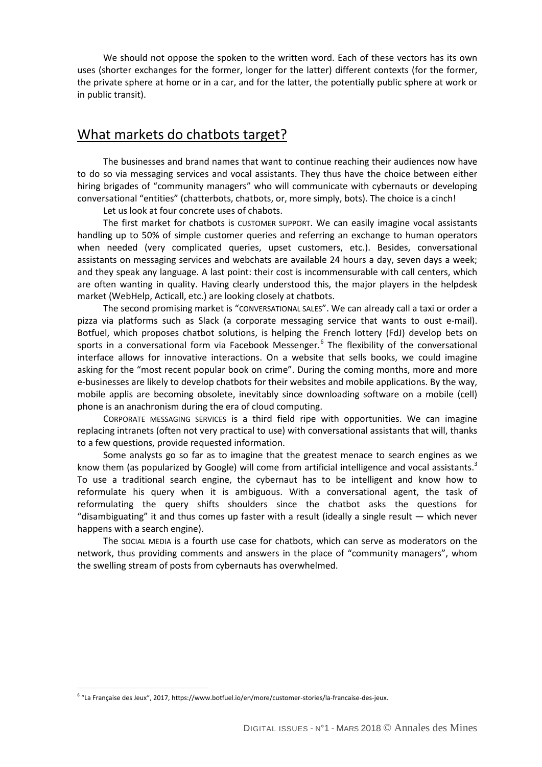We should not oppose the spoken to the written word. Each of these vectors has its own uses (shorter exchanges for the former, longer for the latter) different contexts (for the former, the private sphere at home or in a car, and for the latter, the potentially public sphere at work or in public transit).

## What markets do chatbots target?

The businesses and brand names that want to continue reaching their audiences now have to do so via messaging services and vocal assistants. They thus have the choice between either hiring brigades of "community managers" who will communicate with cybernauts or developing conversational "entities" (chatterbots, chatbots, or, more simply, bots). The choice is a cinch!

Let us look at four concrete uses of chabots.

The first market for chatbots is CUSTOMER SUPPORT. We can easily imagine vocal assistants handling up to 50% of simple customer queries and referring an exchange to human operators when needed (very complicated queries, upset customers, etc.). Besides, conversational assistants on messaging services and webchats are available 24 hours a day, seven days a week; and they speak any language. A last point: their cost is incommensurable with call centers, which are often wanting in quality. Having clearly understood this, the major players in the helpdesk market (WebHelp, Acticall, etc.) are looking closely at chatbots.

The second promising market is "CONVERSATIONAL SALES". We can already call a taxi or order a pizza via platforms such as Slack (a corporate messaging service that wants to oust e-mail). Botfuel, which proposes chatbot solutions, is helping the French lottery (FdJ) develop bets on sports in a conversational form via Facebook Messenger.[6] The flexibility of the conversational interface allows for innovative interactions. On a website that sells books, we could imagine asking for the "most recent popular book on crime". During the coming months, more and more e-businesses are likely to develop chatbots for their websites and mobile applications. By the way, mobile applis are becoming obsolete, inevitably since downloading software on a mobile (cell) phone is an anachronism during the era of cloud computing.

CORPORATE MESSAGING SERVICES is a third field ripe with opportunities. We can imagine replacing intranets (often not very practical to use) with conversational assistants that will, thanks to a few questions, provide requested information.

Some analysts go so far as to imagine that the greatest menace to search engines as we know them (as popularized by Google) will come from artificial intelligence and vocal assistants.[3] To use a traditional search engine, the cybernaut has to be intelligent and know how to reformulate his query when it is ambiguous. With a conversational agent, the task of reformulating the query shifts shoulders since the chatbot asks the questions for "disambiguating" it and thus comes up faster with a result (ideally a single result — which never happens with a search engine).

The SOCIAL MEDIA is a fourth use case for chatbots, which can serve as moderators on the network, thus providing comments and answers in the place of "community managers", whom the swelling stream of posts from cybernauts has overwhelmed.

[6] "La Française des Jeux", 2017, https://www.botfuel.io/en/more/customer-stories/la-francaise-des-jeux.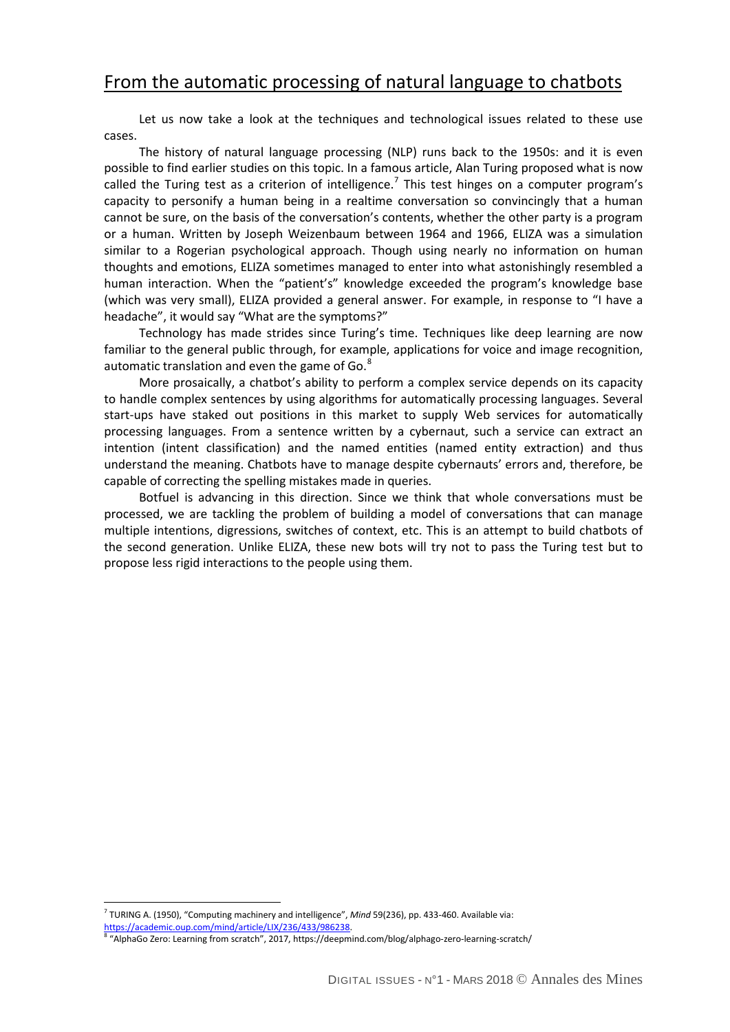## From the automatic processing of natural language to chatbots

Let us now take a look at the techniques and technological issues related to these use cases.

The history of natural language processing (NLP) runs back to the 1950s: and it is even possible to find earlier studies on this topic. In a famous article, Alan Turing proposed what is now called the Turing test as a criterion of intelligence.[7] This test hinges on a computer program's capacity to personify a human being in a realtime conversation so convincingly that a human cannot be sure, on the basis of the conversation's contents, whether the other party is a program or a human. Written by Joseph Weizenbaum between 1964 and 1966, ELIZA was a simulation similar to a Rogerian psychological approach. Though using nearly no information on human thoughts and emotions, ELIZA sometimes managed to enter into what astonishingly resembled a human interaction. When the "patient's" knowledge exceeded the program's knowledge base (which was very small), ELIZA provided a general answer. For example, in response to "I have a headache", it would say "What are the symptoms?"

Technology has made strides since Turing's time. Techniques like deep learning are now familiar to the general public through, for example, applications for voice and image recognition, automatic translation and even the game of Go.[8]

More prosaically, a chatbot's ability to perform a complex service depends on its capacity to handle complex sentences by using algorithms for automatically processing languages. Several start-ups have staked out positions in this market to supply Web services for automatically processing languages. From a sentence written by a cybernaut, such a service can extract an intention (intent classification) and the named entities (named entity extraction) and thus understand the meaning. Chatbots have to manage despite cybernauts' errors and, therefore, be capable of correcting the spelling mistakes made in queries.

Botfuel is advancing in this direction. Since we think that whole conversations must be processed, we are tackling the problem of building a model of conversations that can manage multiple intentions, digressions, switches of context, etc. This is an attempt to build chatbots of the second generation. Unlike ELIZA, these new bots will try not to pass the Turing test but to propose less rigid interactions to the people using them.

---

[7] TURING A. (1950), "Computing machinery and intelligence", *Mind* 59(236), pp. 433-460. Available via: https://academic.oup.com/mind/article/LIX/236/433/986238.

[8] "AlphaGo Zero: Learning from scratch", 2017, https://deepmind.com/blog/alphago-zero-learning-scratch/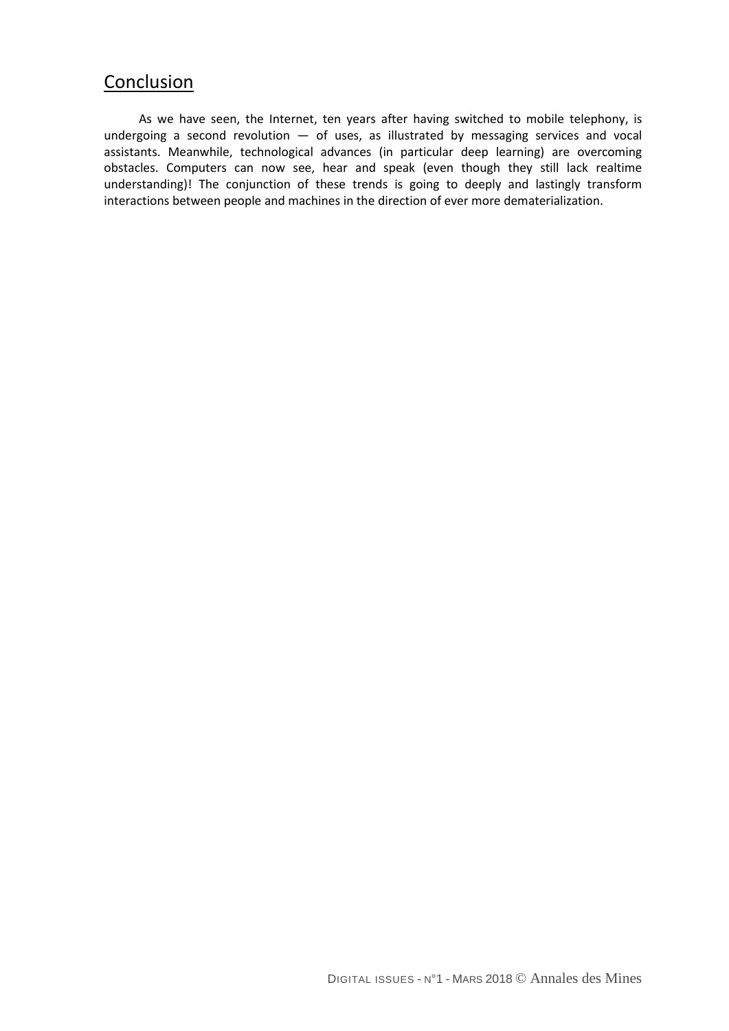## Conclusion

As we have seen, the Internet, ten years after having switched to mobile telephony, is undergoing a second revolution — of uses, as illustrated by messaging services and vocal assistants. Meanwhile, technological advances (in particular deep learning) are overcoming obstacles. Computers can now see, hear and speak (even though they still lack realtime understanding)! The conjunction of these trends is going to deeply and lastingly transform interactions between people and machines in the direction of ever more dematerialization.